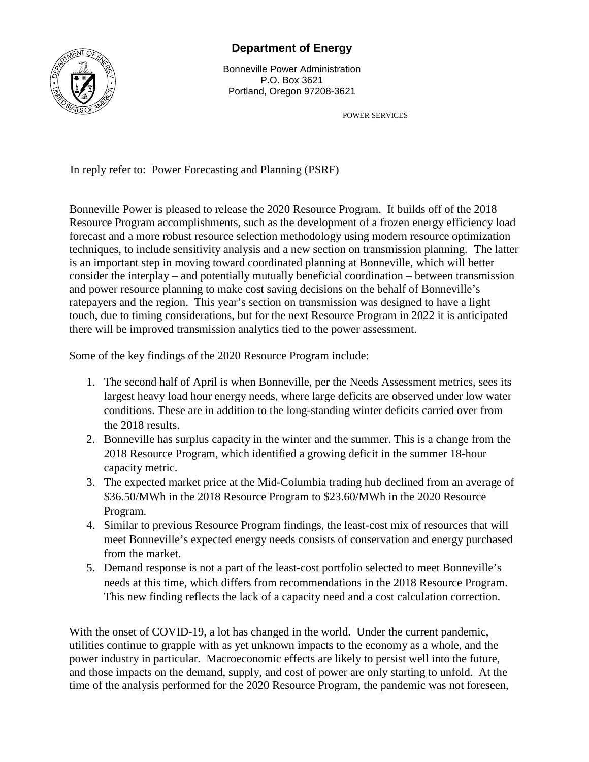**Department of Energy**

Bonneville Power Administration
P.O. Box 3621
Portland, Oregon 97208-3621

POWER SERVICES

In reply refer to: Power Forecasting and Planning (PSRF)

Bonneville Power is pleased to release the 2020 Resource Program. It builds off of the 2018 Resource Program accomplishments, such as the development of a frozen energy efficiency load forecast and a more robust resource selection methodology using modern resource optimization techniques, to include sensitivity analysis and a new section on transmission planning. The latter is an important step in moving toward coordinated planning at Bonneville, which will better consider the interplay – and potentially mutually beneficial coordination – between transmission and power resource planning to make cost saving decisions on the behalf of Bonneville's ratepayers and the region. This year's section on transmission was designed to have a light touch, due to timing considerations, but for the next Resource Program in 2022 it is anticipated there will be improved transmission analytics tied to the power assessment.

Some of the key findings of the 2020 Resource Program include:

1. The second half of April is when Bonneville, per the Needs Assessment metrics, sees its largest heavy load hour energy needs, where large deficits are observed under low water conditions. These are in addition to the long-standing winter deficits carried over from the 2018 results.
2. Bonneville has surplus capacity in the winter and the summer. This is a change from the 2018 Resource Program, which identified a growing deficit in the summer 18-hour capacity metric.
3. The expected market price at the Mid-Columbia trading hub declined from an average of $36.50/MWh in the 2018 Resource Program to $23.60/MWh in the 2020 Resource Program.
4. Similar to previous Resource Program findings, the least-cost mix of resources that will meet Bonneville's expected energy needs consists of conservation and energy purchased from the market.
5. Demand response is not a part of the least-cost portfolio selected to meet Bonneville's needs at this time, which differs from recommendations in the 2018 Resource Program. This new finding reflects the lack of a capacity need and a cost calculation correction.

With the onset of COVID-19, a lot has changed in the world. Under the current pandemic, utilities continue to grapple with as yet unknown impacts to the economy as a whole, and the power industry in particular. Macroeconomic effects are likely to persist well into the future, and those impacts on the demand, supply, and cost of power are only starting to unfold. At the time of the analysis performed for the 2020 Resource Program, the pandemic was not foreseen,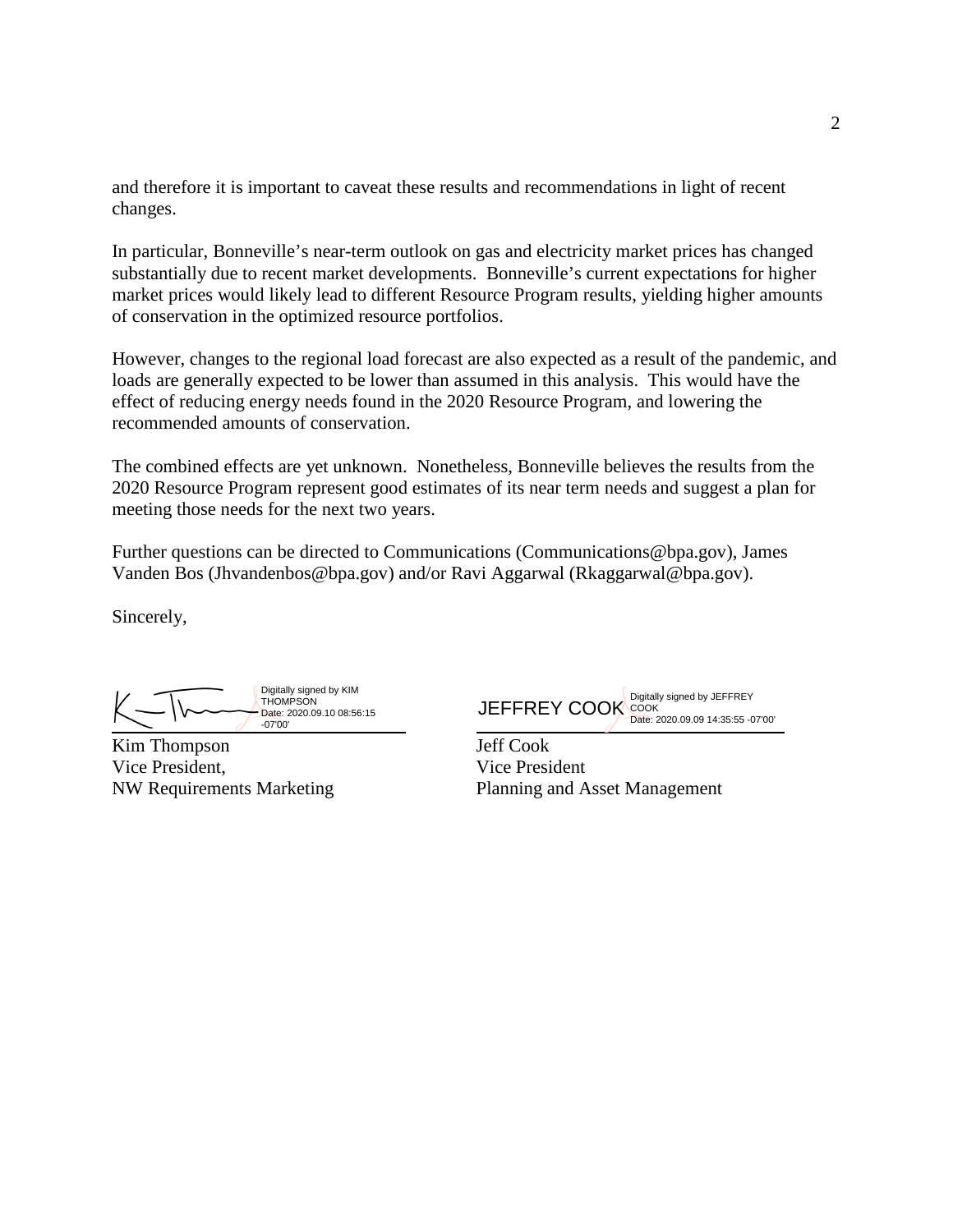and therefore it is important to caveat these results and recommendations in light of recent changes.

In particular, Bonneville's near-term outlook on gas and electricity market prices has changed substantially due to recent market developments. Bonneville's current expectations for higher market prices would likely lead to different Resource Program results, yielding higher amounts of conservation in the optimized resource portfolios.

However, changes to the regional load forecast are also expected as a result of the pandemic, and loads are generally expected to be lower than assumed in this analysis. This would have the effect of reducing energy needs found in the 2020 Resource Program, and lowering the recommended amounts of conservation.

The combined effects are yet unknown. Nonetheless, Bonneville believes the results from the 2020 Resource Program represent good estimates of its near term needs and suggest a plan for meeting those needs for the next two years.

Further questions can be directed to Communications (Communications@bpa.gov), James Vanden Bos (Jhvandenbos@bpa.gov) and/or Ravi Aggarwal (Rkaggarwal@bpa.gov).

Sincerely,

Digitally signed by KIM THOMPSON
Date: 2020.09.10 08:56:15 -07'00'

Kim Thompson
Vice President,
NW Requirements Marketing

JEFFREY COOK
Digitally signed by JEFFREY COOK
Date: 2020.09.09 14:35:55 -07'00'

Jeff Cook
Vice President
Planning and Asset Management